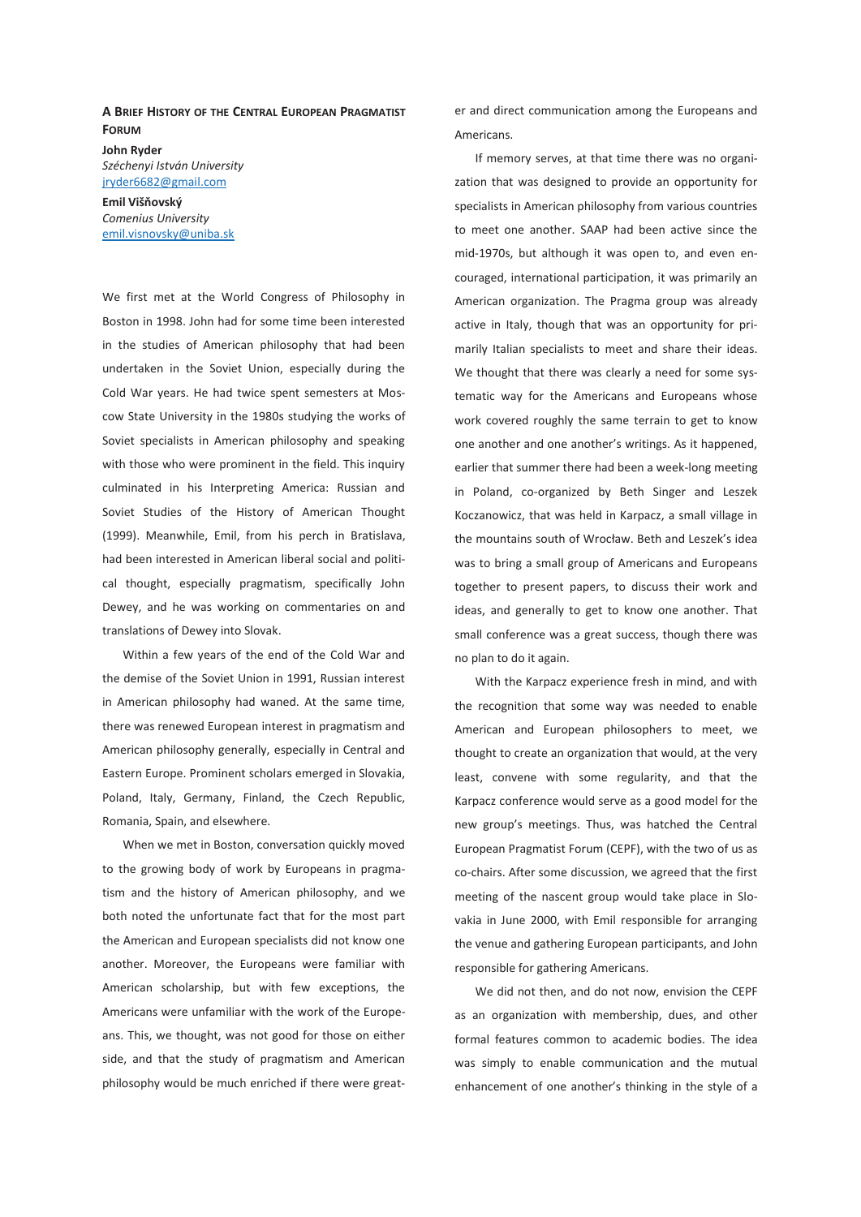# A Brief History of the Central European Pragmatist Forum

**John Ryder**
*Széchenyi István University*
jryder6682@gmail.com

**Emil Višňovský**
*Comenius University*
emil.visnovsky@uniba.sk

We first met at the World Congress of Philosophy in Boston in 1998. John had for some time been interested in the studies of American philosophy that had been undertaken in the Soviet Union, especially during the Cold War years. He had twice spent semesters at Moscow State University in the 1980s studying the works of Soviet specialists in American philosophy and speaking with those who were prominent in the field. This inquiry culminated in his Interpreting America: Russian and Soviet Studies of the History of American Thought (1999). Meanwhile, Emil, from his perch in Bratislava, had been interested in American liberal social and political thought, especially pragmatism, specifically John Dewey, and he was working on commentaries on and translations of Dewey into Slovak.

Within a few years of the end of the Cold War and the demise of the Soviet Union in 1991, Russian interest in American philosophy had waned. At the same time, there was renewed European interest in pragmatism and American philosophy generally, especially in Central and Eastern Europe. Prominent scholars emerged in Slovakia, Poland, Italy, Germany, Finland, the Czech Republic, Romania, Spain, and elsewhere.

When we met in Boston, conversation quickly moved to the growing body of work by Europeans in pragmatism and the history of American philosophy, and we both noted the unfortunate fact that for the most part the American and European specialists did not know one another. Moreover, the Europeans were familiar with American scholarship, but with few exceptions, the Americans were unfamiliar with the work of the Europeans. This, we thought, was not good for those on either side, and that the study of pragmatism and American philosophy would be much enriched if there were greater and direct communication among the Europeans and Americans.

If memory serves, at that time there was no organization that was designed to provide an opportunity for specialists in American philosophy from various countries to meet one another. SAAP had been active since the mid-1970s, but although it was open to, and even encouraged, international participation, it was primarily an American organization. The Pragma group was already active in Italy, though that was an opportunity for primarily Italian specialists to meet and share their ideas. We thought that there was clearly a need for some systematic way for the Americans and Europeans whose work covered roughly the same terrain to get to know one another and one another's writings. As it happened, earlier that summer there had been a week-long meeting in Poland, co-organized by Beth Singer and Leszek Koczanowicz, that was held in Karpacz, a small village in the mountains south of Wrocław. Beth and Leszek's idea was to bring a small group of Americans and Europeans together to present papers, to discuss their work and ideas, and generally to get to know one another. That small conference was a great success, though there was no plan to do it again.

With the Karpacz experience fresh in mind, and with the recognition that some way was needed to enable American and European philosophers to meet, we thought to create an organization that would, at the very least, convene with some regularity, and that the Karpacz conference would serve as a good model for the new group's meetings. Thus, was hatched the Central European Pragmatist Forum (CEPF), with the two of us as co-chairs. After some discussion, we agreed that the first meeting of the nascent group would take place in Slovakia in June 2000, with Emil responsible for arranging the venue and gathering European participants, and John responsible for gathering Americans.

We did not then, and do not now, envision the CEPF as an organization with membership, dues, and other formal features common to academic bodies. The idea was simply to enable communication and the mutual enhancement of one another's thinking in the style of a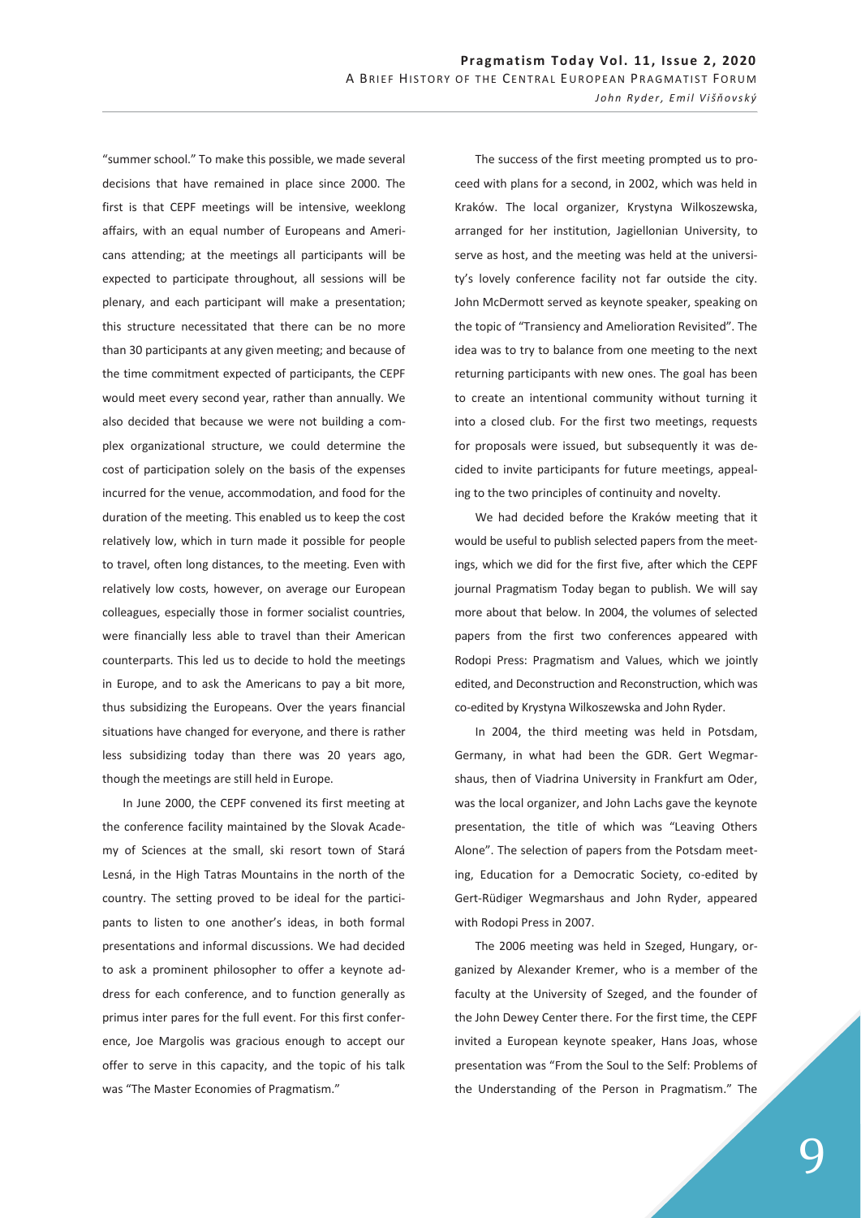"summer school." To make this possible, we made several decisions that have remained in place since 2000. The first is that CEPF meetings will be intensive, weeklong affairs, with an equal number of Europeans and Americans attending; at the meetings all participants will be expected to participate throughout, all sessions will be plenary, and each participant will make a presentation; this structure necessitated that there can be no more than 30 participants at any given meeting; and because of the time commitment expected of participants, the CEPF would meet every second year, rather than annually. We also decided that because we were not building a complex organizational structure, we could determine the cost of participation solely on the basis of the expenses incurred for the venue, accommodation, and food for the duration of the meeting. This enabled us to keep the cost relatively low, which in turn made it possible for people to travel, often long distances, to the meeting. Even with relatively low costs, however, on average our European colleagues, especially those in former socialist countries, were financially less able to travel than their American counterparts. This led us to decide to hold the meetings in Europe, and to ask the Americans to pay a bit more, thus subsidizing the Europeans. Over the years financial situations have changed for everyone, and there is rather less subsidizing today than there was 20 years ago, though the meetings are still held in Europe.

In June 2000, the CEPF convened its first meeting at the conference facility maintained by the Slovak Academy of Sciences at the small, ski resort town of Stará Lesná, in the High Tatras Mountains in the north of the country. The setting proved to be ideal for the participants to listen to one another's ideas, in both formal presentations and informal discussions. We had decided to ask a prominent philosopher to offer a keynote address for each conference, and to function generally as primus inter pares for the full event. For this first conference, Joe Margolis was gracious enough to accept our offer to serve in this capacity, and the topic of his talk was "The Master Economies of Pragmatism."

The success of the first meeting prompted us to proceed with plans for a second, in 2002, which was held in Kraków. The local organizer, Krystyna Wilkoszewska, arranged for her institution, Jagiellonian University, to serve as host, and the meeting was held at the university's lovely conference facility not far outside the city. John McDermott served as keynote speaker, speaking on the topic of "Transiency and Amelioration Revisited". The idea was to try to balance from one meeting to the next returning participants with new ones. The goal has been to create an intentional community without turning it into a closed club. For the first two meetings, requests for proposals were issued, but subsequently it was decided to invite participants for future meetings, appealing to the two principles of continuity and novelty.

We had decided before the Kraków meeting that it would be useful to publish selected papers from the meetings, which we did for the first five, after which the CEPF journal Pragmatism Today began to publish. We will say more about that below. In 2004, the volumes of selected papers from the first two conferences appeared with Rodopi Press: Pragmatism and Values, which we jointly edited, and Deconstruction and Reconstruction, which was co-edited by Krystyna Wilkoszewska and John Ryder.

In 2004, the third meeting was held in Potsdam, Germany, in what had been the GDR. Gert Wegmarshaus, then of Viadrina University in Frankfurt am Oder, was the local organizer, and John Lachs gave the keynote presentation, the title of which was "Leaving Others Alone". The selection of papers from the Potsdam meeting, Education for a Democratic Society, co-edited by Gert-Rüdiger Wegmarshaus and John Ryder, appeared with Rodopi Press in 2007.

The 2006 meeting was held in Szeged, Hungary, organized by Alexander Kremer, who is a member of the faculty at the University of Szeged, and the founder of the John Dewey Center there. For the first time, the CEPF invited a European keynote speaker, Hans Joas, whose presentation was "From the Soul to the Self: Problems of the Understanding of the Person in Pragmatism." The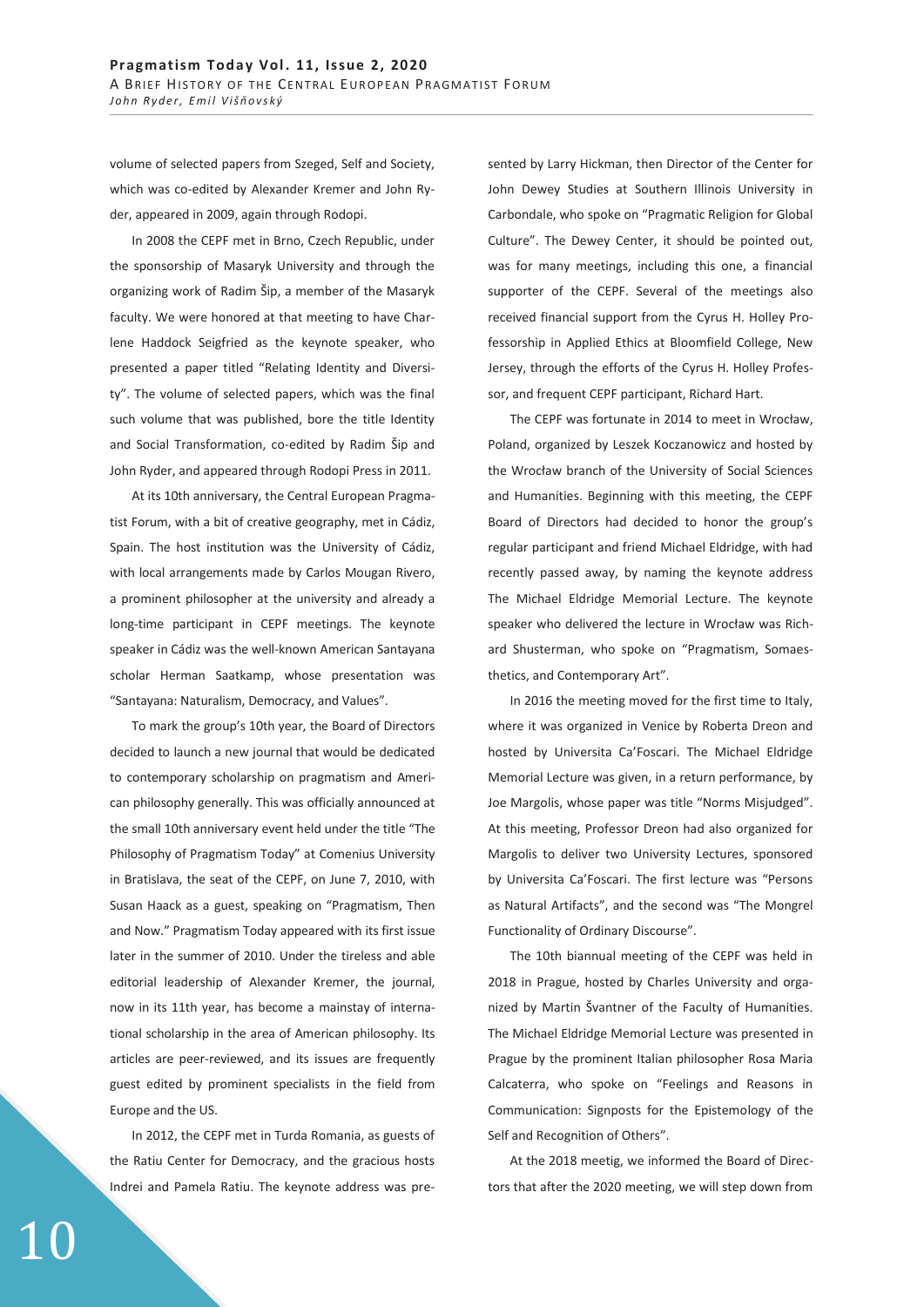volume of selected papers from Szeged, Self and Society, which was co-edited by Alexander Kremer and John Ryder, appeared in 2009, again through Rodopi.

In 2008 the CEPF met in Brno, Czech Republic, under the sponsorship of Masaryk University and through the organizing work of Radim Šip, a member of the Masaryk faculty. We were honored at that meeting to have Charlene Haddock Seigfried as the keynote speaker, who presented a paper titled "Relating Identity and Diversity". The volume of selected papers, which was the final such volume that was published, bore the title Identity and Social Transformation, co-edited by Radim Šip and John Ryder, and appeared through Rodopi Press in 2011.

At its 10th anniversary, the Central European Pragmatist Forum, with a bit of creative geography, met in Cádiz, Spain. The host institution was the University of Cádiz, with local arrangements made by Carlos Mougan Rivero, a prominent philosopher at the university and already a long-time participant in CEPF meetings. The keynote speaker in Cádiz was the well-known American Santayana scholar Herman Saatkamp, whose presentation was "Santayana: Naturalism, Democracy, and Values".

To mark the group's 10th year, the Board of Directors decided to launch a new journal that would be dedicated to contemporary scholarship on pragmatism and American philosophy generally. This was officially announced at the small 10th anniversary event held under the title "The Philosophy of Pragmatism Today" at Comenius University in Bratislava, the seat of the CEPF, on June 7, 2010, with Susan Haack as a guest, speaking on "Pragmatism, Then and Now." Pragmatism Today appeared with its first issue later in the summer of 2010. Under the tireless and able editorial leadership of Alexander Kremer, the journal, now in its 11th year, has become a mainstay of international scholarship in the area of American philosophy. Its articles are peer-reviewed, and its issues are frequently guest edited by prominent specialists in the field from Europe and the US.

In 2012, the CEPF met in Turda Romania, as guests of the Ratiu Center for Democracy, and the gracious hosts Indrei and Pamela Ratiu. The keynote address was presented by Larry Hickman, then Director of the Center for John Dewey Studies at Southern Illinois University in Carbondale, who spoke on "Pragmatic Religion for Global Culture". The Dewey Center, it should be pointed out, was for many meetings, including this one, a financial supporter of the CEPF. Several of the meetings also received financial support from the Cyrus H. Holley Professorship in Applied Ethics at Bloomfield College, New Jersey, through the efforts of the Cyrus H. Holley Professor, and frequent CEPF participant, Richard Hart.

The CEPF was fortunate in 2014 to meet in Wrocław, Poland, organized by Leszek Koczanowicz and hosted by the Wrocław branch of the University of Social Sciences and Humanities. Beginning with this meeting, the CEPF Board of Directors had decided to honor the group's regular participant and friend Michael Eldridge, with had recently passed away, by naming the keynote address The Michael Eldridge Memorial Lecture. The keynote speaker who delivered the lecture in Wrocław was Richard Shusterman, who spoke on "Pragmatism, Somaesthetics, and Contemporary Art".

In 2016 the meeting moved for the first time to Italy, where it was organized in Venice by Roberta Dreon and hosted by Universita Ca'Foscari. The Michael Eldridge Memorial Lecture was given, in a return performance, by Joe Margolis, whose paper was title "Norms Misjudged". At this meeting, Professor Dreon had also organized for Margolis to deliver two University Lectures, sponsored by Universita Ca'Foscari. The first lecture was "Persons as Natural Artifacts", and the second was "The Mongrel Functionality of Ordinary Discourse".

The 10th biannual meeting of the CEPF was held in 2018 in Prague, hosted by Charles University and organized by Martin Švantner of the Faculty of Humanities. The Michael Eldridge Memorial Lecture was presented in Prague by the prominent Italian philosopher Rosa Maria Calcaterra, who spoke on "Feelings and Reasons in Communication: Signposts for the Epistemology of the Self and Recognition of Others".

At the 2018 meetig, we informed the Board of Directors that after the 2020 meeting, we will step down from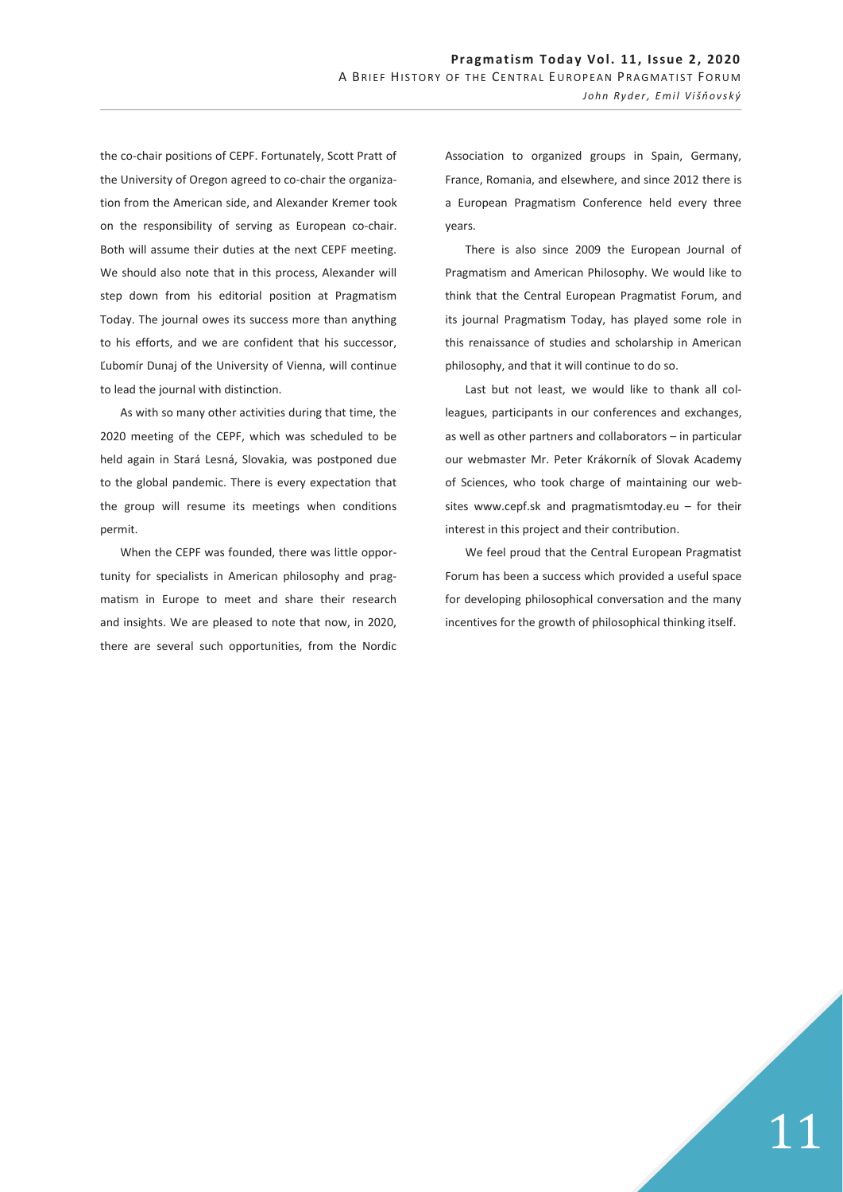the co-chair positions of CEPF. Fortunately, Scott Pratt of the University of Oregon agreed to co-chair the organization from the American side, and Alexander Kremer took on the responsibility of serving as European co-chair. Both will assume their duties at the next CEPF meeting. We should also note that in this process, Alexander will step down from his editorial position at Pragmatism Today. The journal owes its success more than anything to his efforts, and we are confident that his successor, Ľubomír Dunaj of the University of Vienna, will continue to lead the journal with distinction.

As with so many other activities during that time, the 2020 meeting of the CEPF, which was scheduled to be held again in Stará Lesná, Slovakia, was postponed due to the global pandemic. There is every expectation that the group will resume its meetings when conditions permit.

When the CEPF was founded, there was little opportunity for specialists in American philosophy and pragmatism in Europe to meet and share their research and insights. We are pleased to note that now, in 2020, there are several such opportunities, from the Nordic Association to organized groups in Spain, Germany, France, Romania, and elsewhere, and since 2012 there is a European Pragmatism Conference held every three years.

There is also since 2009 the European Journal of Pragmatism and American Philosophy. We would like to think that the Central European Pragmatist Forum, and its journal Pragmatism Today, has played some role in this renaissance of studies and scholarship in American philosophy, and that it will continue to do so.

Last but not least, we would like to thank all colleagues, participants in our conferences and exchanges, as well as other partners and collaborators – in particular our webmaster Mr. Peter Krákorník of Slovak Academy of Sciences, who took charge of maintaining our websites www.cepf.sk and pragmatismtoday.eu – for their interest in this project and their contribution.

We feel proud that the Central European Pragmatist Forum has been a success which provided a useful space for developing philosophical conversation and the many incentives for the growth of philosophical thinking itself.